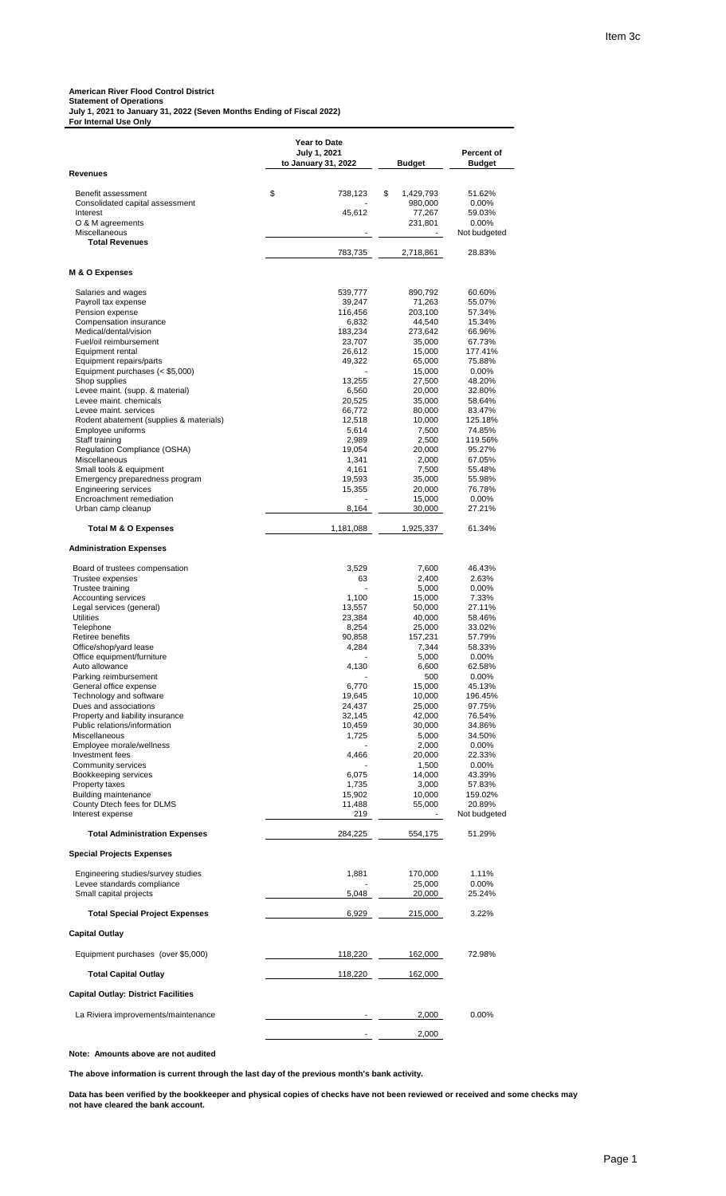Item 3c

**American River Flood Control District**
**Statement of Operations**
**July 1, 2021 to January 31, 2022 (Seven Months Ending of Fiscal 2022)**
**For Internal Use Only**

| | Year to Date July 1, 2021 to January 31, 2022 | Budget | Percent of Budget |
|---|---|---|---|
| **Revenues** | | | |
| Benefit assessment | $ 738,123 | $ 1,429,793 | 51.62% |
| Consolidated capital assessment | - | 980,000 | 0.00% |
| Interest | 45,612 | 77,267 | 59.03% |
| O & M agreements | | 231,801 | 0.00% |
| Miscellaneous | - | - | Not budgeted |
| **Total Revenues** | 783,735 | 2,718,861 | 28.83% |
| **M & O Expenses** | | | |
| Salaries and wages | 539,777 | 890,792 | 60.60% |
| Payroll tax expense | 39,247 | 71,263 | 55.07% |
| Pension expense | 116,456 | 203,100 | 57.34% |
| Compensation insurance | 6,832 | 44,540 | 15.34% |
| Medical/dental/vision | 183,234 | 273,642 | 66.96% |
| Fuel/oil reimbursement | 23,707 | 35,000 | 67.73% |
| Equipment rental | 26,612 | 15,000 | 177.41% |
| Equipment repairs/parts | 49,322 | 65,000 | 75.88% |
| Equipment purchases (< $5,000) | - | 15,000 | 0.00% |
| Shop supplies | 13,255 | 27,500 | 48.20% |
| Levee maint. (supp. & material) | 6,560 | 20,000 | 32.80% |
| Levee maint. chemicals | 20,525 | 35,000 | 58.64% |
| Levee maint. services | 66,772 | 80,000 | 83.47% |
| Rodent abatement (supplies & materials) | 12,518 | 10,000 | 125.18% |
| Employee uniforms | 5,614 | 7,500 | 74.85% |
| Staff training | 2,989 | 2,500 | 119.56% |
| Regulation Compliance (OSHA) | 19,054 | 20,000 | 95.27% |
| Miscellaneous | 1,341 | 2,000 | 67.05% |
| Small tools & equipment | 4,161 | 7,500 | 55.48% |
| Emergency preparedness program | 19,593 | 35,000 | 55.98% |
| Engineering services | 15,355 | 20,000 | 76.78% |
| Encroachment remediation | - | 15,000 | 0.00% |
| Urban camp cleanup | 8,164 | 30,000 | 27.21% |
| **Total M & O Expenses** | 1,181,088 | 1,925,337 | 61.34% |
| **Administration Expenses** | | | |
| Board of trustees compensation | 3,529 | 7,600 | 46.43% |
| Trustee expenses | 63 | 2,400 | 2.63% |
| Trustee training | - | 5,000 | 0.00% |
| Accounting services | 1,100 | 15,000 | 7.33% |
| Legal services (general) | 13,557 | 50,000 | 27.11% |
| Utilities | 23,384 | 40,000 | 58.46% |
| Telephone | 8,254 | 25,000 | 33.02% |
| Retiree benefits | 90,858 | 157,231 | 57.79% |
| Office/shop/yard lease | 4,284 | 7,344 | 58.33% |
| Office equipment/furniture | - | 5,000 | 0.00% |
| Auto allowance | 4,130 | 6,600 | 62.58% |
| Parking reimbursement | - | 500 | 0.00% |
| General office expense | 6,770 | 15,000 | 45.13% |
| Technology and software | 19,645 | 10,000 | 196.45% |
| Dues and associations | 24,437 | 25,000 | 97.75% |
| Property and liability insurance | 32,145 | 42,000 | 76.54% |
| Public relations/information | 10,459 | 30,000 | 34.86% |
| Miscellaneous | 1,725 | 5,000 | 34.50% |
| Employee morale/wellness | - | 2,000 | 0.00% |
| Investment fees | 4,466 | 20,000 | 22.33% |
| Community services | - | 1,500 | 0.00% |
| Bookkeeping services | 6,075 | 14,000 | 43.39% |
| Property taxes | 1,735 | 3,000 | 57.83% |
| Building maintenance | 15,902 | 10,000 | 159.02% |
| County Dtech fees for DLMS | 11,488 | 55,000 | 20.89% |
| Interest expense | 219 | - | Not budgeted |
| **Total Administration Expenses** | 284,225 | 554,175 | 51.29% |
| **Special Projects Expenses** | | | |
| Engineering studies/survey studies | 1,881 | 170,000 | 1.11% |
| Levee standards compliance | - | 25,000 | 0.00% |
| Small capital projects | 5,048 | 20,000 | 25.24% |
| **Total Special Project Expenses** | 6,929 | 215,000 | 3.22% |
| **Capital Outlay** | | | |
| Equipment purchases (over $5,000) | 118,220 | 162,000 | 72.98% |
| **Total Capital Outlay** | 118,220 | 162,000 | |
| **Capital Outlay: District Facilities** | | | |
| La Riviera improvements/maintenance | - | 2,000 | 0.00% |
| | - | 2,000 | |

**Note: Amounts above are not audited**

**The above information is current through the last day of the previous month's bank activity.**

**Data has been verified by the bookkeeper and physical copies of checks have not been reviewed or received and some checks may not have cleared the bank account.**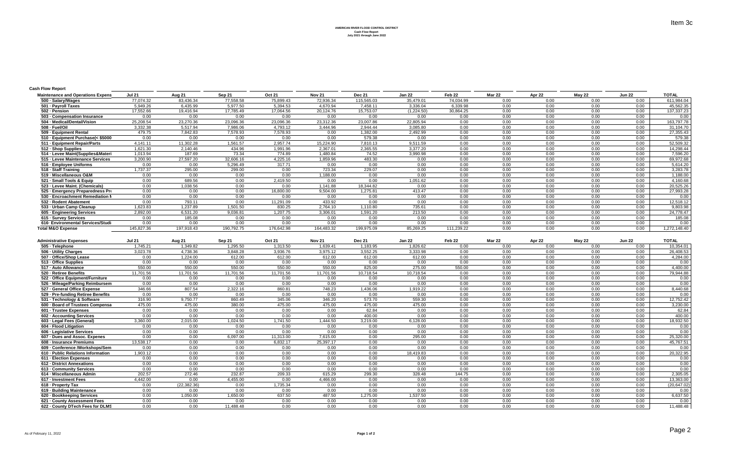Item 3c

**AMERICAN RIVER FLOOD CONTROL DISTRICT**
**Cash Flow Report**
**July 2021 through June 2022**

**Cash Flow Report**

| Maintenance and Operations Expens | Jul 21 | Aug 21 | Sep 21 | Oct 21 | Nov 21 | Dec 21 | Jan 22 | Feb 22 | Mar 22 | Apr 22 | May 22 | Jun 22 | TOTAL |
|---|---|---|---|---|---|---|---|---|---|---|---|---|---|
| 500 · Salary/Wages | 77,074.32 | 83,436.34 | 77,558.58 | 75,899.43 | 72,936.34 | 115,565.03 | 35,479.01 | 74,034.99 | 0.00 | 0.00 | 0.00 | 0.00 | 611,984.04 |
| 501 · Payroll Taxes | 5,949.26 | 6,435.99 | 5,977.50 | 5,394.53 | 4,670.94 | 7,458.11 | 3,336.04 | 6,339.98 | 0.00 | 0.00 | 0.00 | 0.00 | 45,562.35 |
| 502 · Pension | 17,552.66 | 19,416.94 | 17,785.49 | 17,064.56 | 20,124.76 | 15,753.07 | (1,224.50) | 30,864.25 | 0.00 | 0.00 | 0.00 | 0.00 | 137,337.23 |
| 503 · Compensation Insurance | 0.00 | 0.00 | 0.00 | 0.00 | 0.00 | 0.00 | 0.00 | 0.00 | 0.00 | 0.00 | 0.00 | 0.00 | 0.00 |
| 504 · Medical/Dental/Vision | 25,208.54 | 23,270.36 | 23,096.36 | 23,096.36 | 23,312.36 | 23,007.86 | 22,805.94 | 0.00 | 0.00 | 0.00 | 0.00 | 0.00 | 163,797.78 |
| 508 · Fuel/Oil | 3,332.38 | 5,517.94 | 7,986.06 | 4,793.12 | 3,444.96 | 2,944.44 | 3,085.80 | 0.00 | 0.00 | 0.00 | 0.00 | 0.00 | 31,104.70 |
| 509 · Equipment Rental | 479.75 | 7,842.83 | 7,578.93 | 7,578.93 | 0.00 | 1,382.00 | 2,492.99 | 0.00 | 0.00 | 0.00 | 0.00 | 0.00 | 27,355.43 |
| 510 · Equipment Purchase(< $5000 | 0.00 | 0.00 | 0.00 | 0.00 | 0.00 | 579.38 | 0.00 | 0.00 | 0.00 | 0.00 | 0.00 | 0.00 | 579.38 |
| 511 · Equipment Repair/Parts | 4,141.11 | 11,302.28 | 1,561.57 | 2,957.74 | 15,224.90 | 7,810.13 | 9,511.59 | 0.00 | 0.00 | 0.00 | 0.00 | 0.00 | 52,509.32 |
| 512 · Shop Supplies | 1,621.30 | 2,140.46 | 434.96 | 1,991.96 | 2,367.01 | 2,365.55 | 3,377.20 | 0.00 | 0.00 | 0.00 | 0.00 | 0.00 | 14,298.44 |
| 514 · Levee Maint(Supplies&Materi | 1,013.94 | 187.69 | 73.34 | 774.89 | 1,480.84 | 74.52 | 3,990.98 | 0.00 | 0.00 | 0.00 | 0.00 | 0.00 | 7,596.20 |
| 515 · Levee Maintenance Services | 3,200.90 | 27,597.20 | 32,606.16 | 4,225.16 | 1,859.96 | 483.30 | 0.00 | 0.00 | 0.00 | 0.00 | 0.00 | 0.00 | 69,972.68 |
| 516 · Employee Uniforms | 0.00 | 0.00 | 5,296.49 | 317.71 | 0.00 | 0.00 | 0.00 | 0.00 | 0.00 | 0.00 | 0.00 | 0.00 | 5,614.20 |
| 518 · Staff Training | 1,737.37 | 295.00 | 299.00 | 0.00 | 723.34 | 229.07 | 0.00 | 0.00 | 0.00 | 0.00 | 0.00 | 0.00 | 3,283.78 |
| 519 · Miscellaneous O&M | 0.00 | 0.00 | 0.00 | 0.00 | 1,188.00 | 0.00 | 0.00 | 0.00 | 0.00 | 0.00 | 0.00 | 0.00 | 1,188.00 |
| 521 · Small Tools & Equip | 0.00 | 689.56 | 0.00 | 2,419.50 | 0.00 | 0.00 | 1,051.62 | 0.00 | 0.00 | 0.00 | 0.00 | 0.00 | 4,160.68 |
| 523 · Levee Maint. (Chemicals) | 0.00 | 1,038.56 | 0.00 | 0.00 | 1,141.88 | 18,344.82 | 0.00 | 0.00 | 0.00 | 0.00 | 0.00 | 0.00 | 20,525.26 |
| 525 · Emergency Preparedness Pro | 0.00 | 0.00 | 0.00 | 16,800.00 | 9,504.00 | 1,275.81 | 413.47 | 0.00 | 0.00 | 0.00 | 0.00 | 0.00 | 27,993.28 |
| 530 · Encroachment Remediation M | 0.00 | 0.00 | 0.00 | 0.00 | 0.00 | 0.00 | 0.00 | 0.00 | 0.00 | 0.00 | 0.00 | 0.00 | 0.00 |
| 532 · Rodent Abatement | 0.00 | 793.11 | 0.00 | 11,291.09 | 433.92 | 0.00 | 0.00 | 0.00 | 0.00 | 0.00 | 0.00 | 0.00 | 12,518.12 |
| 533 · Urban Camp Cleanup | 1,623.83 | 1,237.89 | 1,501.50 | 830.25 | 2,764.10 | 1,110.80 | 735.61 | 0.00 | 0.00 | 0.00 | 0.00 | 0.00 | 9,803.98 |
| 605 · Engineering Services | 2,892.00 | 6,531.20 | 9,036.81 | 1,207.75 | 3,306.01 | 1,591.20 | 213.50 | 0.00 | 0.00 | 0.00 | 0.00 | 0.00 | 24,778.47 |
| 615 · Survey Services | 0.00 | 185.08 | 0.00 | 0.00 | 0.00 | 0.00 | 0.00 | 0.00 | 0.00 | 0.00 | 0.00 | 0.00 | 185.08 |
| 616· Environmental Services/Studi | 0.00 | 0.00 | 0.00 | 0.00 | 0.00 | 0.00 | 0.00 | 0.00 | 0.00 | 0.00 | 0.00 | 0.00 | 0.00 |
| **Total M&O Expense** | 145,827.36 | 197,918.43 | 190,792.75 | 176,642.98 | 164,483.32 | 199,975.09 | 85,269.25 | 111,239.22 | 0.00 | 0.00 | 0.00 | 0.00 | 1,272,148.40 |

| Administrative Expenses | Jul 21 | Aug 21 | Sep 21 | Oct 21 | Nov 21 | Dec 21 | Jan 22 | Feb 22 | Mar 22 | Apr 22 | May 22 | Jun 22 | TOTAL |
|---|---|---|---|---|---|---|---|---|---|---|---|---|---|
| 505 · Telephone | 1,745.21 | 1,349.82 | 1,295.50 | 1,313.50 | 1,639.41 | 1,183.95 | 1,826.62 | 0.00 | 0.00 | 0.00 | 0.00 | 0.00 | 10,354.01 |
| 506 · Utility Charges | 3,023.78 | 4,738.36 | 3,848.28 | 3,936.76 | 3,975.12 | 3,552.25 | 3,333.98 | 0.00 | 0.00 | 0.00 | 0.00 | 0.00 | 26,408.53 |
| 507 · Office/Shop Lease | 0.00 | 1,224.00 | 612.00 | 612.00 | 612.00 | 612.00 | 612.00 | 0.00 | 0.00 | 0.00 | 0.00 | 0.00 | 4,284.00 |
| 513 · Office Supplies | 0.00 | 0.00 | 0.00 | 0.00 | 0.00 | 0.00 | 0.00 | 0.00 | 0.00 | 0.00 | 0.00 | 0.00 | 0.00 |
| 517 · Auto Allowance | 550.00 | 550.00 | 550.00 | 550.00 | 550.00 | 825.00 | 275.00 | 550.00 | 0.00 | 0.00 | 0.00 | 0.00 | 4,400.00 |
| 520 · Retiree Benefits | 11,701.56 | 11,701.56 | 11,701.56 | 11,701.56 | 11,701.56 | 10,718.54 | 10,718.54 | 0.00 | 0.00 | 0.00 | 0.00 | 0.00 | 79,944.88 |
| 522 · Office Equipment/Furniture | 0.00 | 0.00 | 0.00 | 0.00 | 0.00 | 0.00 | 0.00 | 0.00 | 0.00 | 0.00 | 0.00 | 0.00 | 0.00 |
| 526 · Mileage/Parking Reimbursem | 0.00 | 0.00 | 0.00 | 0.00 | 0.00 | 0.00 | 0.00 | 0.00 | 0.00 | 0.00 | 0.00 | 0.00 | 0.00 |
| 527 · General Office Expense | 346.66 | 807.54 | 2,322.16 | 860.81 | 748.23 | 1,436.06 | 1,919.22 | 0.00 | 0.00 | 0.00 | 0.00 | 0.00 | 8,440.68 |
| 529 · Pre-funding Retiree Benefits | 0.00 | 0.00 | 0.00 | 0.00 | 0.00 | 0.00 | 0.00 | 0.00 | 0.00 | 0.00 | 0.00 | 0.00 | 0.00 |
| 531 · Technology & Software | 316.90 | 9,750.77 | 860.49 | 345.06 | 346.20 | 573.70 | 559.30 | 0.00 | 0.00 | 0.00 | 0.00 | 0.00 | 12,752.42 |
| 600 · Board of Trustees Compensa | 475.00 | 475.00 | 380.00 | 475.00 | 475.00 | 475.00 | 475.00 | 0.00 | 0.00 | 0.00 | 0.00 | 0.00 | 3,230.00 |
| 601 · Trustee Expenses | 0.00 | 0.00 | 0.00 | 0.00 | 0.00 | 62.84 | 0.00 | 0.00 | 0.00 | 0.00 | 0.00 | 0.00 | 62.84 |
| 602 · Accounting Services | 0.00 | 0.00 | 0.00 | 0.00 | 0.00 | 400.00 | 0.00 | 0.00 | 0.00 | 0.00 | 0.00 | 0.00 | 400.00 |
| 603 · Legal Fees (General) | 3,360.00 | 2,015.00 | 1,024.50 | 1,741.50 | 1,444.50 | 3,219.00 | 6,128.00 | 0.00 | 0.00 | 0.00 | 0.00 | 0.00 | 18,932.50 |
| 604 · Flood Litigation | 0.00 | 0.00 | 0.00 | 0.00 | 0.00 | 0.00 | 0.00 | 0.00 | 0.00 | 0.00 | 0.00 | 0.00 | 0.00 |
| 606 · Legislative Services | 0.00 | 0.00 | 0.00 | 0.00 | 0.00 | 0.00 | 0.00 | 0.00 | 0.00 | 0.00 | 0.00 | 0.00 | 0.00 |
| 607 · Dues and Assoc. Expenes | 0.00 | 0.00 | 6,097.00 | 11,313.00 | 7,615.00 | 0.00 | 295.00 | 0.00 | 0.00 | 0.00 | 0.00 | 0.00 | 25,320.00 |
| 608 · Insurance Premiums | 13,538.17 | 0.00 | 0.00 | 6,832.17 | 25,397.17 | 0.00 | 0.00 | 0.00 | 0.00 | 0.00 | 0.00 | 0.00 | 45,767.51 |
| 609 · Conference /Workshops/Sem | 0.00 | 0.00 | 0.00 | 0.00 | 0.00 | 0.00 | 0.00 | 0.00 | 0.00 | 0.00 | 0.00 | 0.00 | 0.00 |
| 610 · Public Relations Information | 1,903.12 | 0.00 | 0.00 | 0.00 | 0.00 | 0.00 | 18,419.83 | 0.00 | 0.00 | 0.00 | 0.00 | 0.00 | 20,322.95 |
| 611 · Election Expenses | 0.00 | 0.00 | 0.00 | 0.00 | 0.00 | 0.00 | 0.00 | 0.00 | 0.00 | 0.00 | 0.00 | 0.00 | 0.00 |
| 612 · District Annexations | 0.00 | 0.00 | 0.00 | 0.00 | 0.00 | 0.00 | 0.00 | 0.00 | 0.00 | 0.00 | 0.00 | 0.00 | 0.00 |
| 613 · Community Services | 0.00 | 0.00 | 0.00 | 0.00 | 0.00 | 0.00 | 0.00 | 0.00 | 0.00 | 0.00 | 0.00 | 0.00 | 0.00 |
| 614 · Miscellaneous Admin | 202.57 | 272.46 | 232.87 | 209.33 | 615.29 | 299.30 | 328.48 | 144.75 | 0.00 | 0.00 | 0.00 | 0.00 | 2,305.05 |
| 617 · Investment Fees | 4,442.00 | 0.00 | 4,455.00 | 0.00 | 4,466.00 | 0.00 | 0.00 | 0.00 | 0.00 | 0.00 | 0.00 | 0.00 | 13,363.00 |
| 618 · Property Tax | 0.00 | (22,382.36) | 0.00 | 1,735.34 | 0.00 | 0.00 | 0.00 | 0.00 | 0.00 | 0.00 | 0.00 | 0.00 | (20,647.02) |
| 619 · Building Maintenance | 0.00 | 0.00 | 0.00 | 0.00 | 0.00 | 0.00 | 0.00 | 0.00 | 0.00 | 0.00 | 0.00 | 0.00 | 0.00 |
| 620 · Bookkeeping Services | 0.00 | 1,050.00 | 1,650.00 | 637.50 | 487.50 | 1,275.00 | 1,537.50 | 0.00 | 0.00 | 0.00 | 0.00 | 0.00 | 6,637.50 |
| 621 · County Assessment Fees | 0.00 | 0.00 | 0.00 | 0.00 | 0.00 | 0.00 | 0.00 | 0.00 | 0.00 | 0.00 | 0.00 | 0.00 | 0.00 |
| 622 · County DTech Fees for DLMS | 0.00 | 0.00 | 11,488.48 | 0.00 | 0.00 | 0.00 | 0.00 | 0.00 | 0.00 | 0.00 | 0.00 | 0.00 | 11,488.48 |

As of February 11, 2022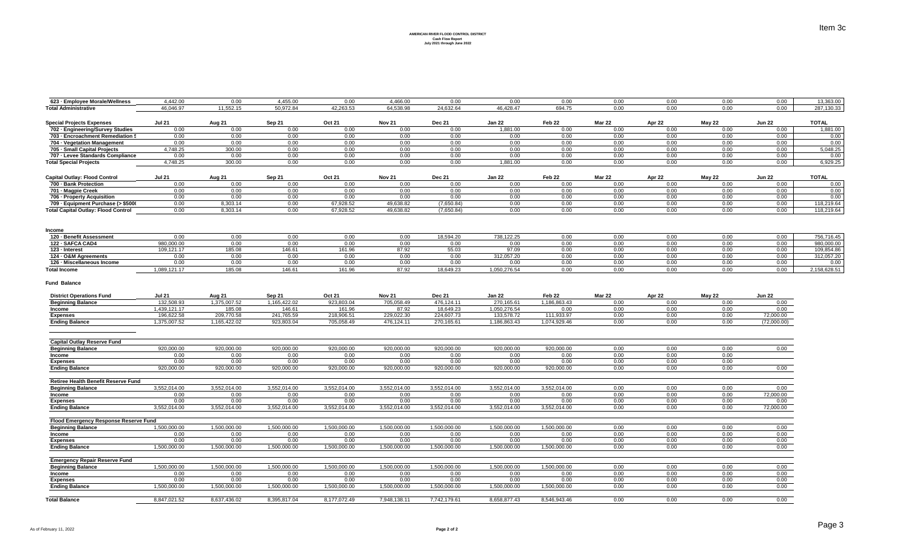Item 3c

**AMERICAN RIVER FLOOD CONTROL DISTRICT**
**Cash Flow Report**
**July 2021 through June 2022**

| | | | | | | | | | | | | | |
|---|---|---|---|---|---|---|---|---|---|---|---|---|---|
| 623 · Employee Morale/Wellness | 4,442.00 | 0.00 | 4,455.00 | 0.00 | 4,466.00 | 0.00 | 0.00 | 0.00 | 0.00 | 0.00 | 0.00 | 0.00 | 13,363.00 |
| **Total Administrative** | 46,046.97 | 11,552.15 | 50,972.84 | 42,263.53 | 64,538.98 | 24,632.64 | 46,428.47 | 694.75 | 0.00 | 0.00 | 0.00 | 0.00 | 287,130.33 |

| Special Projects Expenses | Jul 21 | Aug 21 | Sep 21 | Oct 21 | Nov 21 | Dec 21 | Jan 22 | Feb 22 | Mar 22 | Apr 22 | May 22 | Jun 22 | TOTAL |
|---|---|---|---|---|---|---|---|---|---|---|---|---|---|
| 702 · Engineering/Survey Studies | 0.00 | 0.00 | 0.00 | 0.00 | 0.00 | 0.00 | 1,881.00 | 0.00 | 0.00 | 0.00 | 0.00 | 0.00 | 1,881.00 |
| 703 · Encroachment Remediation S | 0.00 | 0.00 | 0.00 | 0.00 | 0.00 | 0.00 | 0.00 | 0.00 | 0.00 | 0.00 | 0.00 | 0.00 | 0.00 |
| 704 · Vegetation Management | 0.00 | 0.00 | 0.00 | 0.00 | 0.00 | 0.00 | 0.00 | 0.00 | 0.00 | 0.00 | 0.00 | 0.00 | 0.00 |
| 705 · Small Capital Projects | 4,748.25 | 300.00 | 0.00 | 0.00 | 0.00 | 0.00 | 0.00 | 0.00 | 0.00 | 0.00 | 0.00 | 0.00 | 5,048.25 |
| 707 · Levee Standards Compliance | 0.00 | 0.00 | 0.00 | 0.00 | 0.00 | 0.00 | 0.00 | 0.00 | 0.00 | 0.00 | 0.00 | 0.00 | 0.00 |
| **Total Special Projects** | 4,748.25 | 300.00 | 0.00 | 0.00 | 0.00 | 0.00 | 1,881.00 | 0.00 | 0.00 | 0.00 | 0.00 | 0.00 | 6,929.25 |

| Capital Outlay: Flood Control | Jul 21 | Aug 21 | Sep 21 | Oct 21 | Nov 21 | Dec 21 | Jan 22 | Feb 22 | Mar 22 | Apr 22 | May 22 | Jun 22 | TOTAL |
|---|---|---|---|---|---|---|---|---|---|---|---|---|---|
| 700 · Bank Protection | 0.00 | 0.00 | 0.00 | 0.00 | 0.00 | 0.00 | 0.00 | 0.00 | 0.00 | 0.00 | 0.00 | 0.00 | 0.00 |
| 701 · Magpie Creek | 0.00 | 0.00 | 0.00 | 0.00 | 0.00 | 0.00 | 0.00 | 0.00 | 0.00 | 0.00 | 0.00 | 0.00 | 0.00 |
| 706 · Property Acquisition | 0.00 | 0.00 | 0.00 | 0.00 | 0.00 | 0.00 | 0.00 | 0.00 | 0.00 | 0.00 | 0.00 | 0.00 | 0.00 |
| 709 · Equipment Purchase (> $5000 | 0.00 | 8,303.14 | 0.00 | 67,928.52 | 49,638.82 | (7,650.84) | 0.00 | 0.00 | 0.00 | 0.00 | 0.00 | 0.00 | 118,219.64 |
| **Total Capital Outlay: Flood Control** | 0.00 | 8,303.14 | 0.00 | 67,928.52 | 49,638.82 | (7,650.84) | 0.00 | 0.00 | 0.00 | 0.00 | 0.00 | 0.00 | 118,219.64 |

**Income**

| | | | | | | | | | | | | | |
|---|---|---|---|---|---|---|---|---|---|---|---|---|---|
| 120 · Benefit Assessment | 0.00 | 0.00 | 0.00 | 0.00 | 0.00 | 18,594.20 | 738,122.25 | 0.00 | 0.00 | 0.00 | 0.00 | 0.00 | 756,716.45 |
| 122 · SAFCA CAD4 | 980,000.00 | 0.00 | 0.00 | 0.00 | 0.00 | 0.00 | 0.00 | 0.00 | 0.00 | 0.00 | 0.00 | 0.00 | 980,000.00 |
| 123 · Interest | 109,121.17 | 185.08 | 146.61 | 161.96 | 87.92 | 55.03 | 97.09 | 0.00 | 0.00 | 0.00 | 0.00 | 0.00 | 109,854.86 |
| 124 · O&M Agreements | 0.00 | 0.00 | 0.00 | 0.00 | 0.00 | 0.00 | 312,057.20 | 0.00 | 0.00 | 0.00 | 0.00 | 0.00 | 312,057.20 |
| 126 · Miscellaneous Income | 0.00 | 0.00 | 0.00 | 0.00 | 0.00 | 0.00 | 0.00 | 0.00 | 0.00 | 0.00 | 0.00 | 0.00 | 0.00 |
| **Total Income** | 1,089,121.17 | 185.08 | 146.61 | 161.96 | 87.92 | 18,649.23 | 1,050,276.54 | 0.00 | 0.00 | 0.00 | 0.00 | 0.00 | 2,158,628.51 |

**Fund Balance**

| District Operations Fund | Jul 21 | Aug 21 | Sep 21 | Oct 21 | Nov 21 | Dec 21 | Jan 22 | Feb 22 | Mar 22 | Apr 22 | May 22 | Jun 22 |
|---|---|---|---|---|---|---|---|---|---|---|---|---|
| **Beginning Balance** | 132,508.93 | 1,375,007.52 | 1,165,422.02 | 923,803.04 | 705,058.49 | 476,124.11 | 270,165.61 | 1,186,863.43 | 0.00 | 0.00 | 0.00 | 0.00 |
| **Income** | 1,439,121.17 | 185.08 | 146.61 | 161.96 | 87.92 | 18,649.23 | 1,050,276.54 | 0.00 | 0.00 | 0.00 | 0.00 | 0.00 |
| **Expenses** | 196,622.58 | 209,770.58 | 241,765.59 | 218,906.51 | 229,022.30 | 224,607.73 | 133,578.72 | 111,933.97 | 0.00 | 0.00 | 0.00 | 72,000.00 |
| **Ending Balance** | 1,375,007.52 | 1,165,422.02 | 923,803.04 | 705,058.49 | 476,124.11 | 270,165.61 | 1,186,863.43 | 1,074,929.46 | 0.00 | 0.00 | 0.00 | (72,000.00) |

| Capital Outlay Reserve Fund | | | | | | | | | | | | |
|---|---|---|---|---|---|---|---|---|---|---|---|---|
| **Beginning Balance** | 920,000.00 | 920,000.00 | 920,000.00 | 920,000.00 | 920,000.00 | 920,000.00 | 920,000.00 | 920,000.00 | 0.00 | 0.00 | 0.00 | 0.00 |
| **Income** | 0.00 | 0.00 | 0.00 | 0.00 | 0.00 | 0.00 | 0.00 | 0.00 | 0.00 | 0.00 | 0.00 | |
| **Expenses** | 0.00 | 0.00 | 0.00 | 0.00 | 0.00 | 0.00 | 0.00 | 0.00 | 0.00 | 0.00 | 0.00 | |
| **Ending Balance** | 920,000.00 | 920,000.00 | 920,000.00 | 920,000.00 | 920,000.00 | 920,000.00 | 920,000.00 | 920,000.00 | 0.00 | 0.00 | 0.00 | 0.00 |

| Retiree Health Benefit Reserve Fund | | | | | | | | | | | | |
|---|---|---|---|---|---|---|---|---|---|---|---|---|
| **Beginning Balance** | 3,552,014.00 | 3,552,014.00 | 3,552,014.00 | 3,552,014.00 | 3,552,014.00 | 3,552,014.00 | 3,552,014.00 | 3,552,014.00 | 0.00 | 0.00 | 0.00 | 0.00 |
| **Income** | 0.00 | 0.00 | 0.00 | 0.00 | 0.00 | 0.00 | 0.00 | 0.00 | 0.00 | 0.00 | 0.00 | 72,000.00 |
| **Expenses** | 0.00 | 0.00 | 0.00 | 0.00 | 0.00 | 0.00 | 0.00 | 0.00 | 0.00 | 0.00 | 0.00 | 0.00 |
| **Ending Balance** | 3,552,014.00 | 3,552,014.00 | 3,552,014.00 | 3,552,014.00 | 3,552,014.00 | 3,552,014.00 | 3,552,014.00 | 3,552,014.00 | 0.00 | 0.00 | 0.00 | 72,000.00 |

| Flood Emergency Response Reserve Fund | | | | | | | | | | | | |
|---|---|---|---|---|---|---|---|---|---|---|---|---|
| **Beginning Balance** | 1,500,000.00 | 1,500,000.00 | 1,500,000.00 | 1,500,000.00 | 1,500,000.00 | 1,500,000.00 | 1,500,000.00 | 1,500,000.00 | 0.00 | 0.00 | 0.00 | 0.00 |
| **Income** | 0.00 | 0.00 | 0.00 | 0.00 | 0.00 | 0.00 | 0.00 | 0.00 | 0.00 | 0.00 | 0.00 | 0.00 |
| **Expenses** | 0.00 | 0.00 | 0.00 | 0.00 | 0.00 | 0.00 | 0.00 | 0.00 | 0.00 | 0.00 | 0.00 | 0.00 |
| **Ending Balance** | 1,500,000.00 | 1,500,000.00 | 1,500,000.00 | 1,500,000.00 | 1,500,000.00 | 1,500,000.00 | 1,500,000.00 | 1,500,000.00 | 0.00 | 0.00 | 0.00 | 0.00 |

| Emergency Repair Reserve Fund | | | | | | | | | | | | |
|---|---|---|---|---|---|---|---|---|---|---|---|---|
| **Beginning Balance** | 1,500,000.00 | 1,500,000.00 | 1,500,000.00 | 1,500,000.00 | 1,500,000.00 | 1,500,000.00 | 1,500,000.00 | 1,500,000.00 | 0.00 | 0.00 | 0.00 | 0.00 |
| **Income** | 0.00 | 0.00 | 0.00 | 0.00 | 0.00 | 0.00 | 0.00 | 0.00 | 0.00 | 0.00 | 0.00 | 0.00 |
| **Expenses** | 0.00 | 0.00 | 0.00 | 0.00 | 0.00 | 0.00 | 0.00 | 0.00 | 0.00 | 0.00 | 0.00 | 0.00 |
| **Ending Balance** | 1,500,000.00 | 1,500,000.00 | 1,500,000.00 | 1,500,000.00 | 1,500,000.00 | 1,500,000.00 | 1,500,000.00 | 1,500,000.00 | 0.00 | 0.00 | 0.00 | 0.00 |

| | | | | | | | | | | | | |
|---|---|---|---|---|---|---|---|---|---|---|---|---|
| **Total Balance** | 8,847,021.52 | 8,637,436.02 | 8,395,817.04 | 8,177,072.49 | 7,948,138.11 | 7,742,179.61 | 8,658,877.43 | 8,546,943.46 | 0.00 | 0.00 | 0.00 | 0.00 |

As of February 11, 2022